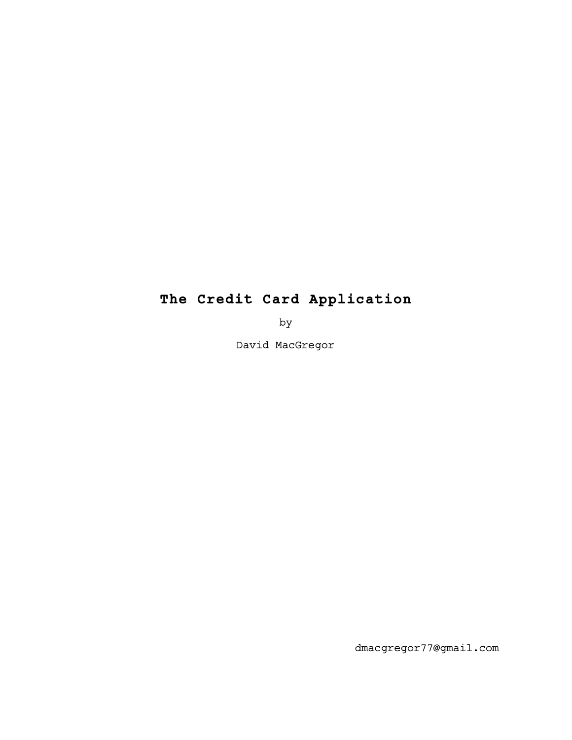# The Credit Card Application

by

David MacGregor

dmacgregor77@gmail.com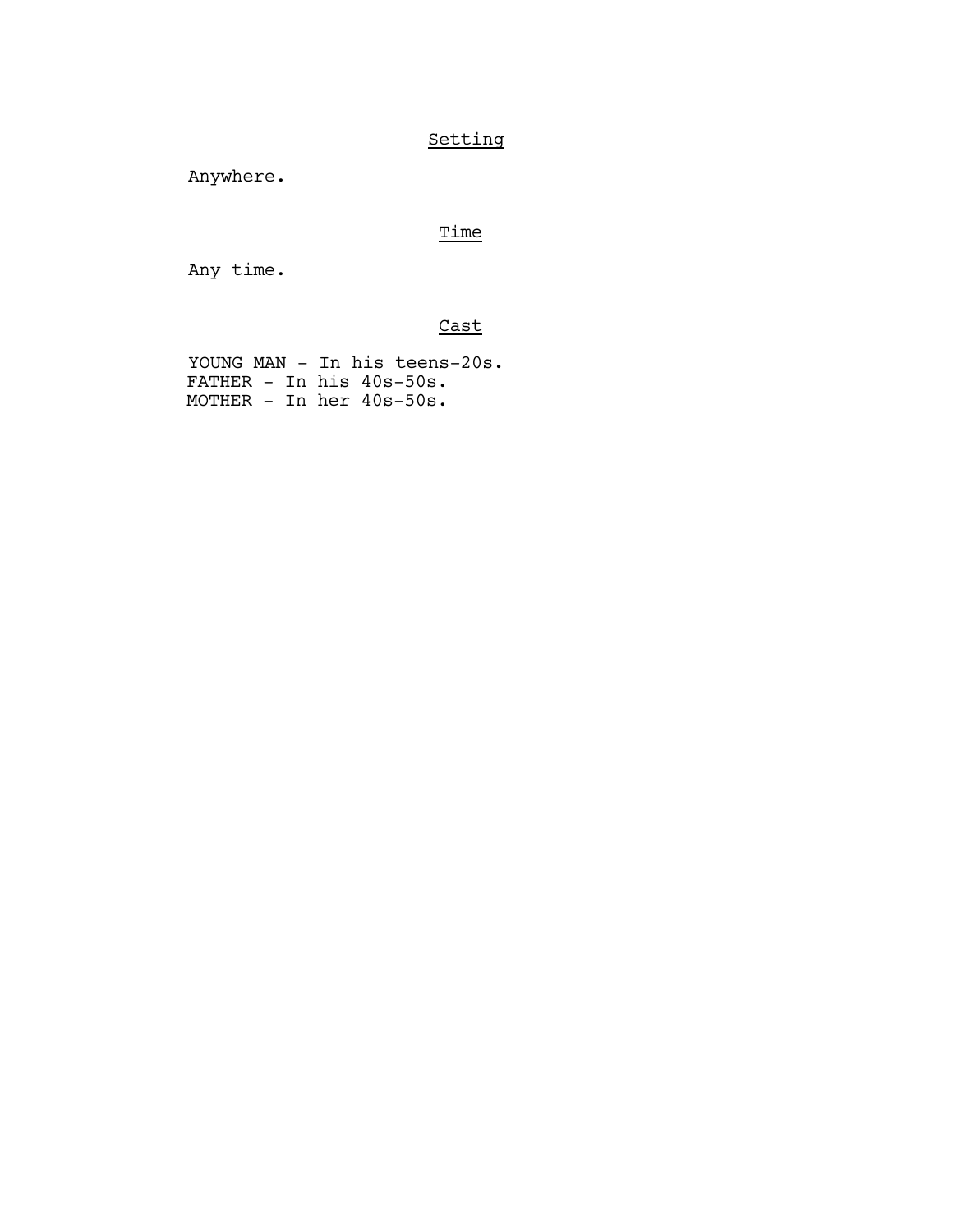## Setting

Anywhere.

## Time

Any time.

## Cast

YOUNG MAN - In his teens-20s.
FATHER - In his 40s-50s.
MOTHER - In her 40s-50s.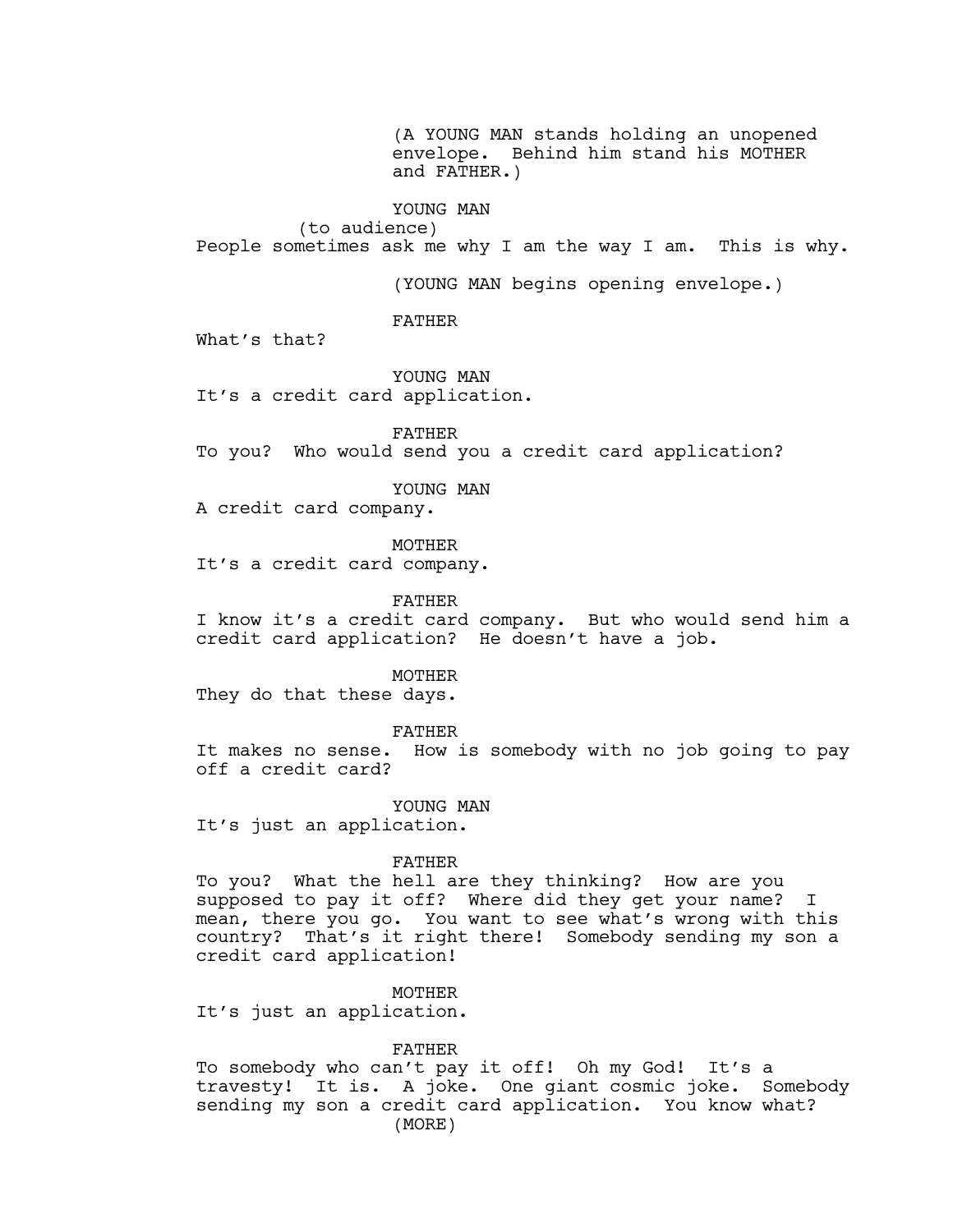(A YOUNG MAN stands holding an unopened envelope. Behind him stand his MOTHER and FATHER.)

YOUNG MAN
(to audience)
People sometimes ask me why I am the way I am. This is why.

(YOUNG MAN begins opening envelope.)

FATHER
What's that?

YOUNG MAN
It's a credit card application.

FATHER
To you? Who would send you a credit card application?

YOUNG MAN
A credit card company.

MOTHER
It's a credit card company.

FATHER
I know it's a credit card company. But who would send him a credit card application? He doesn't have a job.

MOTHER
They do that these days.

FATHER
It makes no sense. How is somebody with no job going to pay off a credit card?

YOUNG MAN
It's just an application.

FATHER
To you? What the hell are they thinking? How are you supposed to pay it off? Where did they get your name? I mean, there you go. You want to see what's wrong with this country? That's it right there! Somebody sending my son a credit card application!

MOTHER
It's just an application.

FATHER
To somebody who can't pay it off! Oh my God! It's a travesty! It is. A joke. One giant cosmic joke. Somebody sending my son a credit card application. You know what?
(MORE)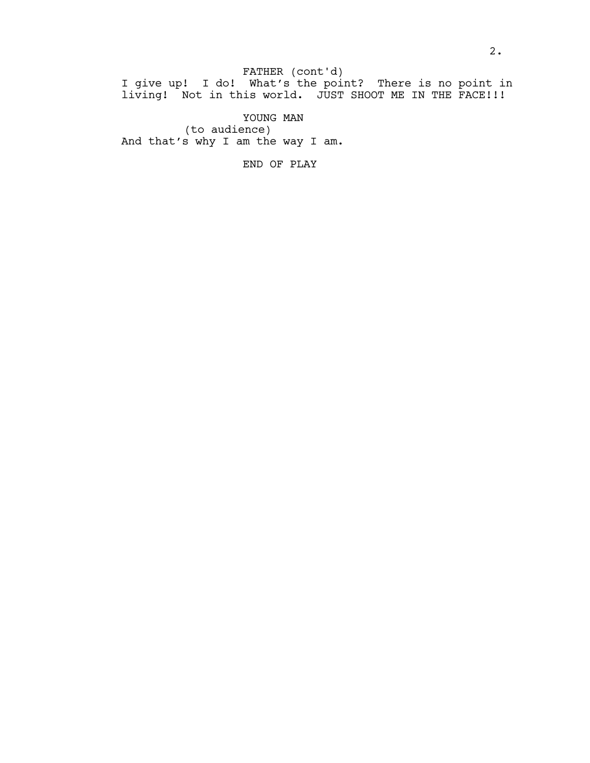FATHER (cont'd)

I give up! I do! What's the point? There is no point in living! Not in this world. JUST SHOOT ME IN THE FACE!!!

YOUNG MAN

(to audience)

And that's why I am the way I am.

END OF PLAY